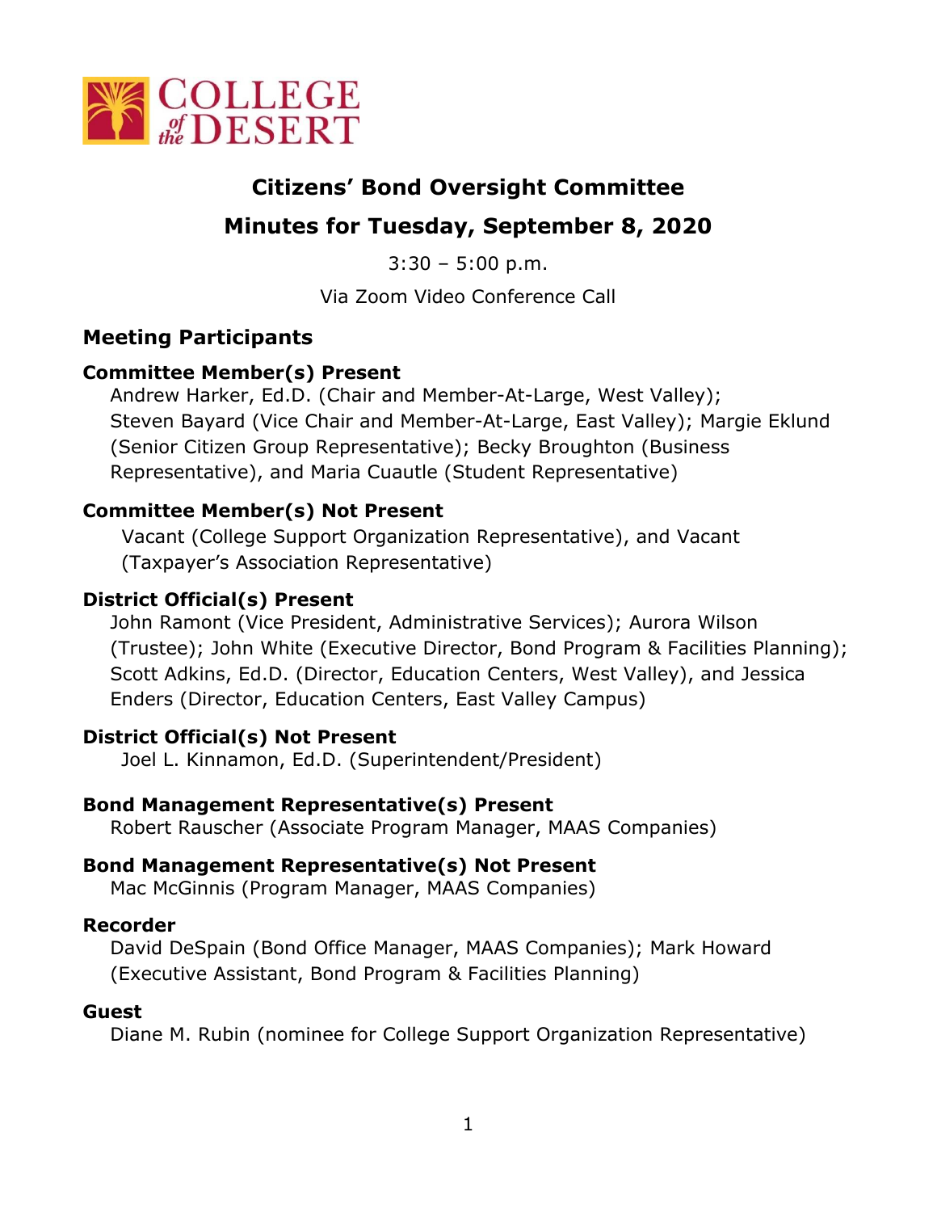# Citizens' Bond Oversight Committee

## Minutes for Tuesday, September 8, 2020

3:30 – 5:00 p.m.

Via Zoom Video Conference Call

## Meeting Participants

### Committee Member(s) Present

Andrew Harker, Ed.D. (Chair and Member-At-Large, West Valley); Steven Bayard (Vice Chair and Member-At-Large, East Valley); Margie Eklund (Senior Citizen Group Representative); Becky Broughton (Business Representative), and Maria Cuautle (Student Representative)

### Committee Member(s) Not Present

Vacant (College Support Organization Representative), and Vacant (Taxpayer's Association Representative)

### District Official(s) Present

John Ramont (Vice President, Administrative Services); Aurora Wilson (Trustee); John White (Executive Director, Bond Program & Facilities Planning); Scott Adkins, Ed.D. (Director, Education Centers, West Valley), and Jessica Enders (Director, Education Centers, East Valley Campus)

### District Official(s) Not Present

Joel L. Kinnamon, Ed.D. (Superintendent/President)

### Bond Management Representative(s) Present

Robert Rauscher (Associate Program Manager, MAAS Companies)

### Bond Management Representative(s) Not Present

Mac McGinnis (Program Manager, MAAS Companies)

### Recorder

David DeSpain (Bond Office Manager, MAAS Companies); Mark Howard (Executive Assistant, Bond Program & Facilities Planning)

### Guest

Diane M. Rubin (nominee for College Support Organization Representative)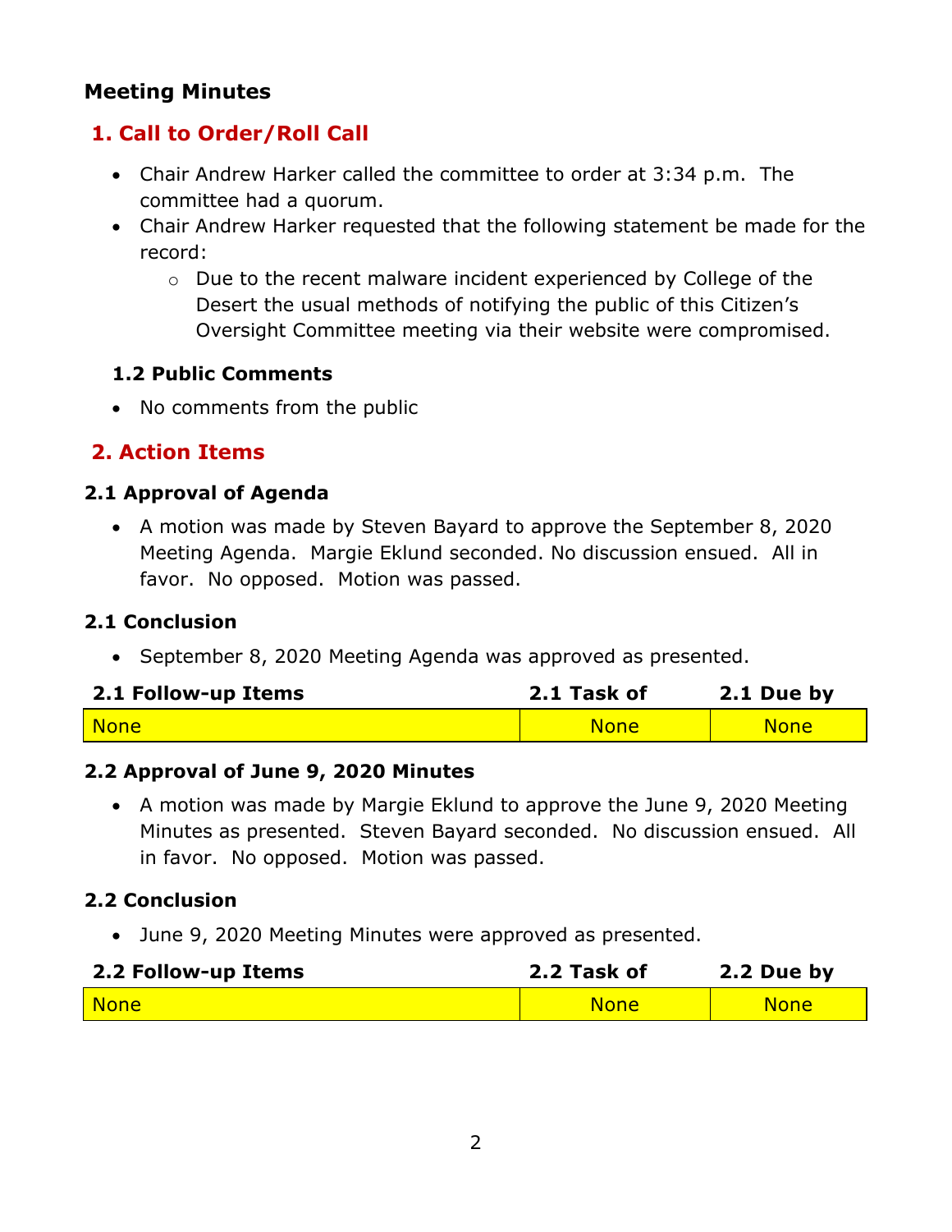## Meeting Minutes

### 1. Call to Order/Roll Call

- Chair Andrew Harker called the committee to order at 3:34 p.m. The committee had a quorum.
- Chair Andrew Harker requested that the following statement be made for the record:
  - Due to the recent malware incident experienced by College of the Desert the usual methods of notifying the public of this Citizen's Oversight Committee meeting via their website were compromised.

#### 1.2 Public Comments

- No comments from the public

### 2. Action Items

#### 2.1 Approval of Agenda

- A motion was made by Steven Bayard to approve the September 8, 2020 Meeting Agenda. Margie Eklund seconded. No discussion ensued. All in favor. No opposed. Motion was passed.

#### 2.1 Conclusion

- September 8, 2020 Meeting Agenda was approved as presented.

| 2.1 Follow-up Items | 2.1 Task of | 2.1 Due by |
|---|---|---|
| None | None | None |

#### 2.2 Approval of June 9, 2020 Minutes

- A motion was made by Margie Eklund to approve the June 9, 2020 Meeting Minutes as presented. Steven Bayard seconded. No discussion ensued. All in favor. No opposed. Motion was passed.

#### 2.2 Conclusion

- June 9, 2020 Meeting Minutes were approved as presented.

| 2.2 Follow-up Items | 2.2 Task of | 2.2 Due by |
|---|---|---|
| None | None | None |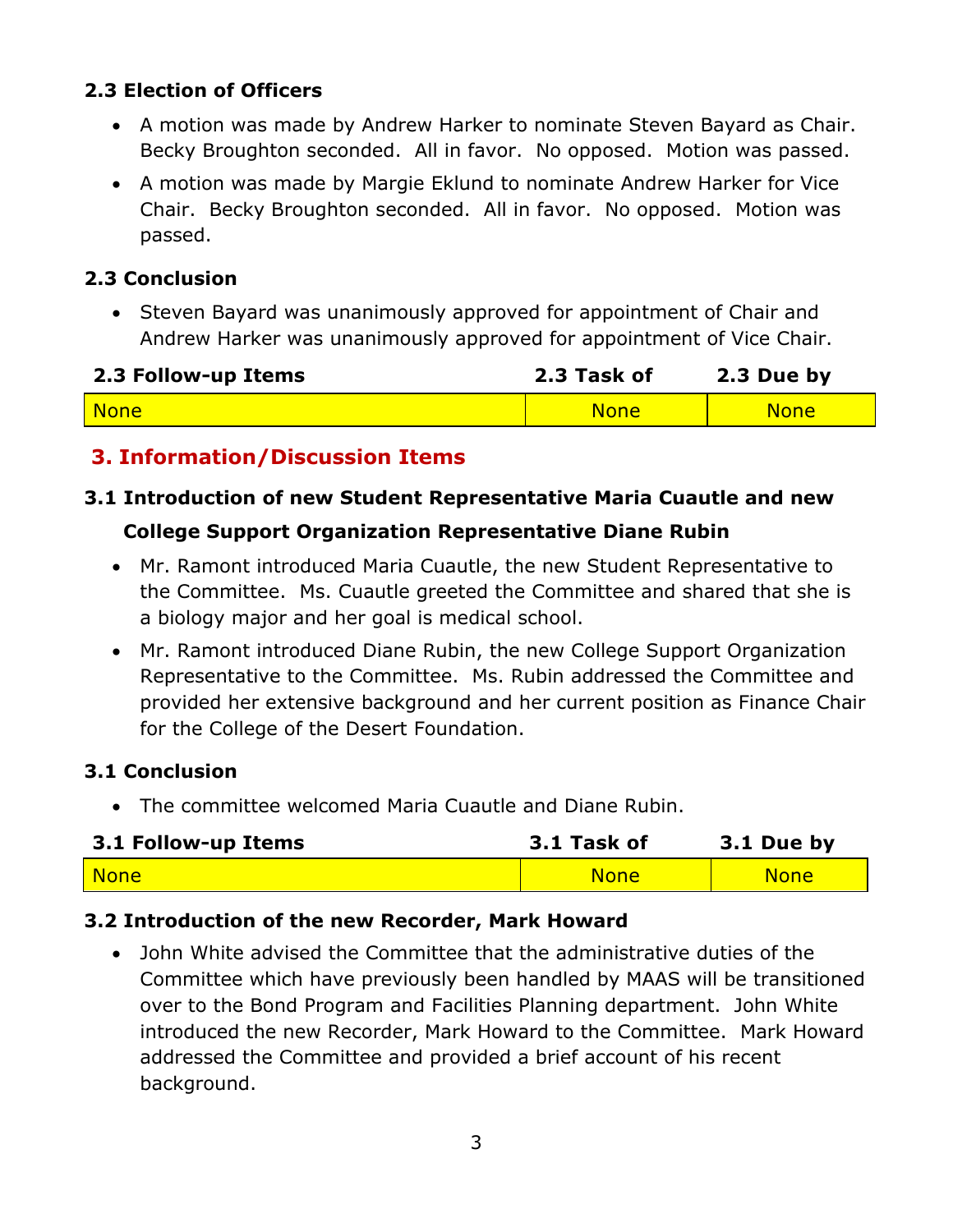### 2.3 Election of Officers

- A motion was made by Andrew Harker to nominate Steven Bayard as Chair. Becky Broughton seconded. All in favor. No opposed. Motion was passed.
- A motion was made by Margie Eklund to nominate Andrew Harker for Vice Chair. Becky Broughton seconded. All in favor. No opposed. Motion was passed.

### 2.3 Conclusion

- Steven Bayard was unanimously approved for appointment of Chair and Andrew Harker was unanimously approved for appointment of Vice Chair.

| 2.3 Follow-up Items | 2.3 Task of | 2.3 Due by |
|---|---|---|
| None | None | None |

## 3. Information/Discussion Items

### 3.1 Introduction of new Student Representative Maria Cuautle and new College Support Organization Representative Diane Rubin

- Mr. Ramont introduced Maria Cuautle, the new Student Representative to the Committee. Ms. Cuautle greeted the Committee and shared that she is a biology major and her goal is medical school.
- Mr. Ramont introduced Diane Rubin, the new College Support Organization Representative to the Committee. Ms. Rubin addressed the Committee and provided her extensive background and her current position as Finance Chair for the College of the Desert Foundation.

### 3.1 Conclusion

- The committee welcomed Maria Cuautle and Diane Rubin.

| 3.1 Follow-up Items | 3.1 Task of | 3.1 Due by |
|---|---|---|
| None | None | None |

### 3.2 Introduction of the new Recorder, Mark Howard

- John White advised the Committee that the administrative duties of the Committee which have previously been handled by MAAS will be transitioned over to the Bond Program and Facilities Planning department. John White introduced the new Recorder, Mark Howard to the Committee. Mark Howard addressed the Committee and provided a brief account of his recent background.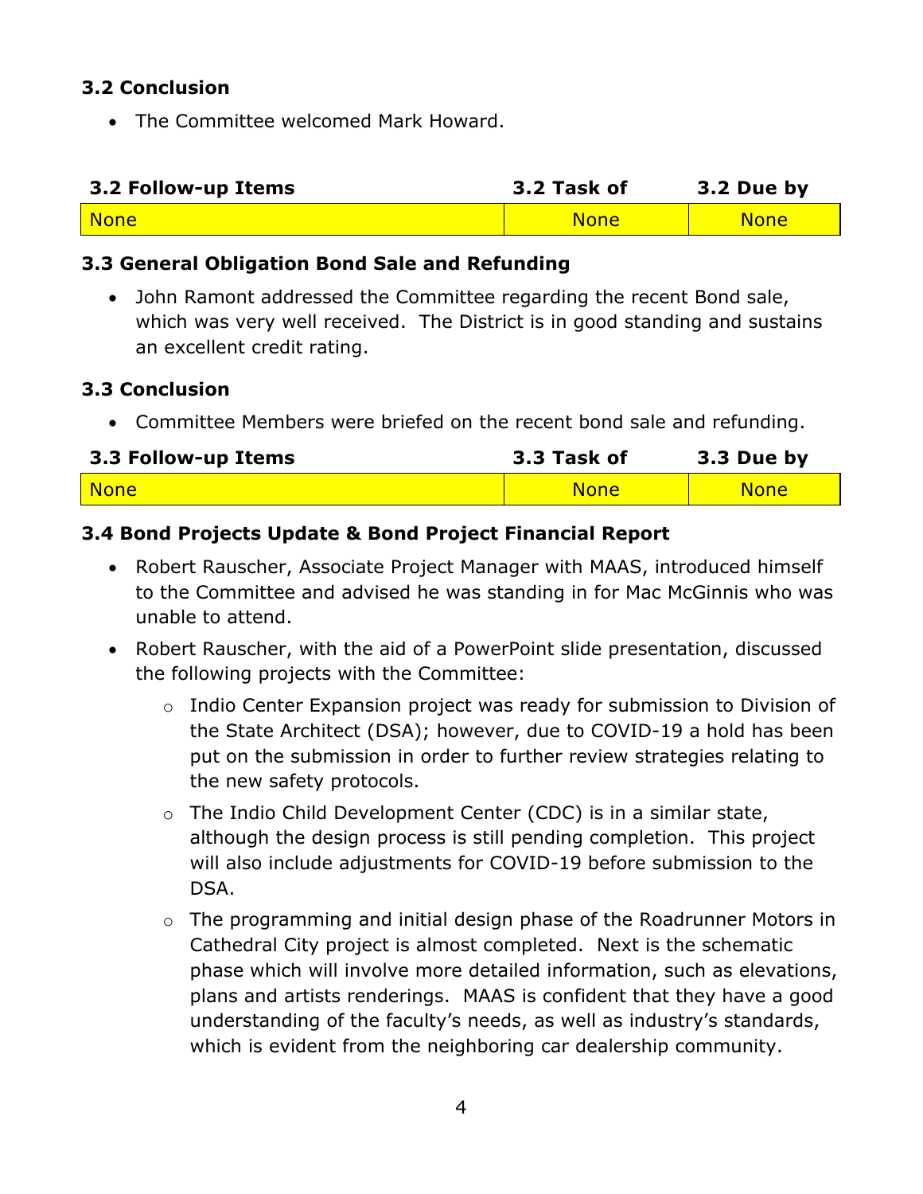### 3.2 Conclusion

- The Committee welcomed Mark Howard.

| 3.2 Follow-up Items | 3.2 Task of | 3.2 Due by |
|---|---|---|
| None | None | None |

### 3.3 General Obligation Bond Sale and Refunding

- John Ramont addressed the Committee regarding the recent Bond sale, which was very well received. The District is in good standing and sustains an excellent credit rating.

### 3.3 Conclusion

- Committee Members were briefed on the recent bond sale and refunding.

| 3.3 Follow-up Items | 3.3 Task of | 3.3 Due by |
|---|---|---|
| None | None | None |

### 3.4 Bond Projects Update & Bond Project Financial Report

- Robert Rauscher, Associate Project Manager with MAAS, introduced himself to the Committee and advised he was standing in for Mac McGinnis who was unable to attend.
- Robert Rauscher, with the aid of a PowerPoint slide presentation, discussed the following projects with the Committee:
  - Indio Center Expansion project was ready for submission to Division of the State Architect (DSA); however, due to COVID-19 a hold has been put on the submission in order to further review strategies relating to the new safety protocols.
  - The Indio Child Development Center (CDC) is in a similar state, although the design process is still pending completion. This project will also include adjustments for COVID-19 before submission to the DSA.
  - The programming and initial design phase of the Roadrunner Motors in Cathedral City project is almost completed. Next is the schematic phase which will involve more detailed information, such as elevations, plans and artists renderings. MAAS is confident that they have a good understanding of the faculty's needs, as well as industry's standards, which is evident from the neighboring car dealership community.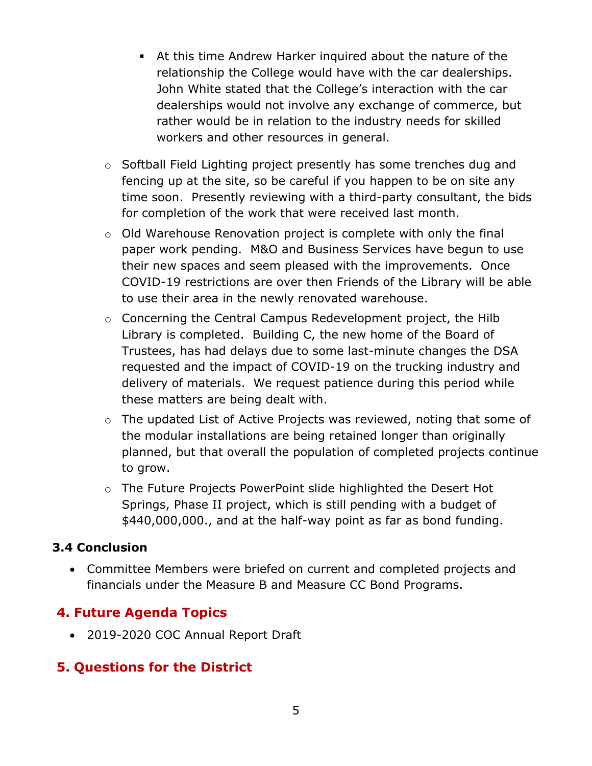- At this time Andrew Harker inquired about the nature of the relationship the College would have with the car dealerships. John White stated that the College's interaction with the car dealerships would not involve any exchange of commerce, but rather would be in relation to the industry needs for skilled workers and other resources in general.
  - Softball Field Lighting project presently has some trenches dug and fencing up at the site, so be careful if you happen to be on site any time soon. Presently reviewing with a third-party consultant, the bids for completion of the work that were received last month.
  - Old Warehouse Renovation project is complete with only the final paper work pending. M&O and Business Services have begun to use their new spaces and seem pleased with the improvements. Once COVID-19 restrictions are over then Friends of the Library will be able to use their area in the newly renovated warehouse.
  - Concerning the Central Campus Redevelopment project, the Hilb Library is completed. Building C, the new home of the Board of Trustees, has had delays due to some last-minute changes the DSA requested and the impact of COVID-19 on the trucking industry and delivery of materials. We request patience during this period while these matters are being dealt with.
  - The updated List of Active Projects was reviewed, noting that some of the modular installations are being retained longer than originally planned, but that overall the population of completed projects continue to grow.
  - The Future Projects PowerPoint slide highlighted the Desert Hot Springs, Phase II project, which is still pending with a budget of $440,000,000., and at the half-way point as far as bond funding.

### 3.4 Conclusion

- Committee Members were briefed on current and completed projects and financials under the Measure B and Measure CC Bond Programs.

## 4. Future Agenda Topics

- 2019-2020 COC Annual Report Draft

## 5. Questions for the District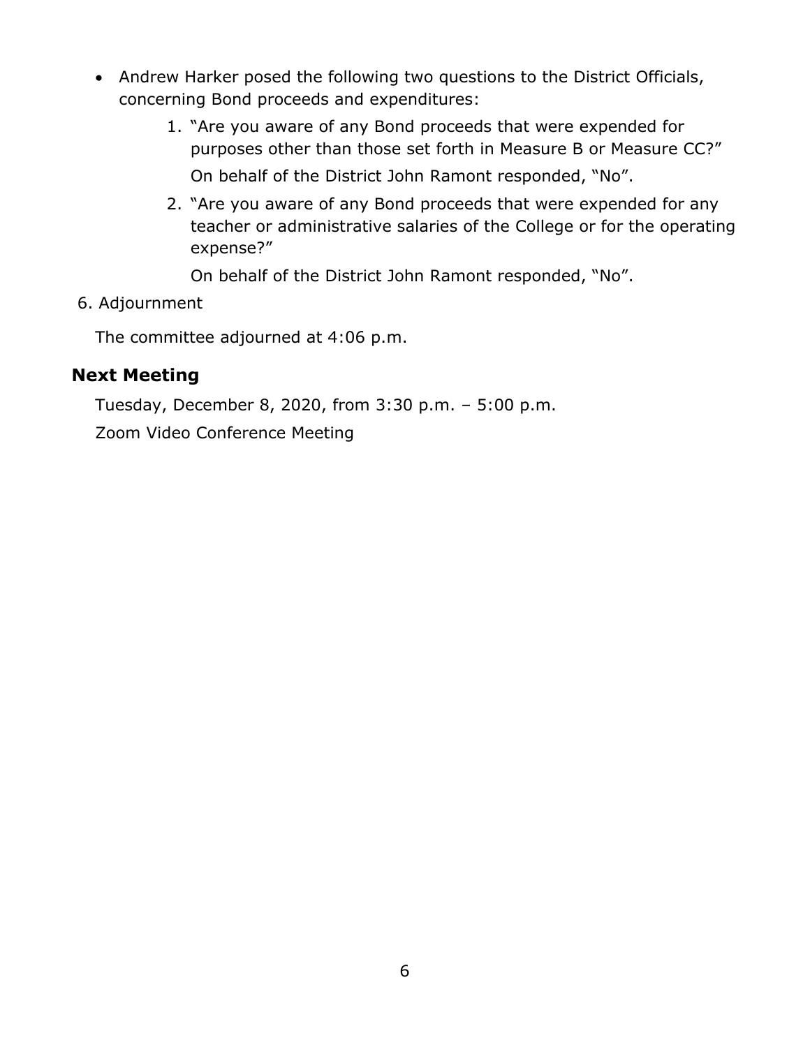- Andrew Harker posed the following two questions to the District Officials, concerning Bond proceeds and expenditures:
    1. "Are you aware of any Bond proceeds that were expended for purposes other than those set forth in Measure B or Measure CC?"

       On behalf of the District John Ramont responded, "No".
    2. "Are you aware of any Bond proceeds that were expended for any teacher or administrative salaries of the College or for the operating expense?"

       On behalf of the District John Ramont responded, "No".

6. Adjournment

The committee adjourned at 4:06 p.m.

## Next Meeting

Tuesday, December 8, 2020, from 3:30 p.m. – 5:00 p.m.

Zoom Video Conference Meeting